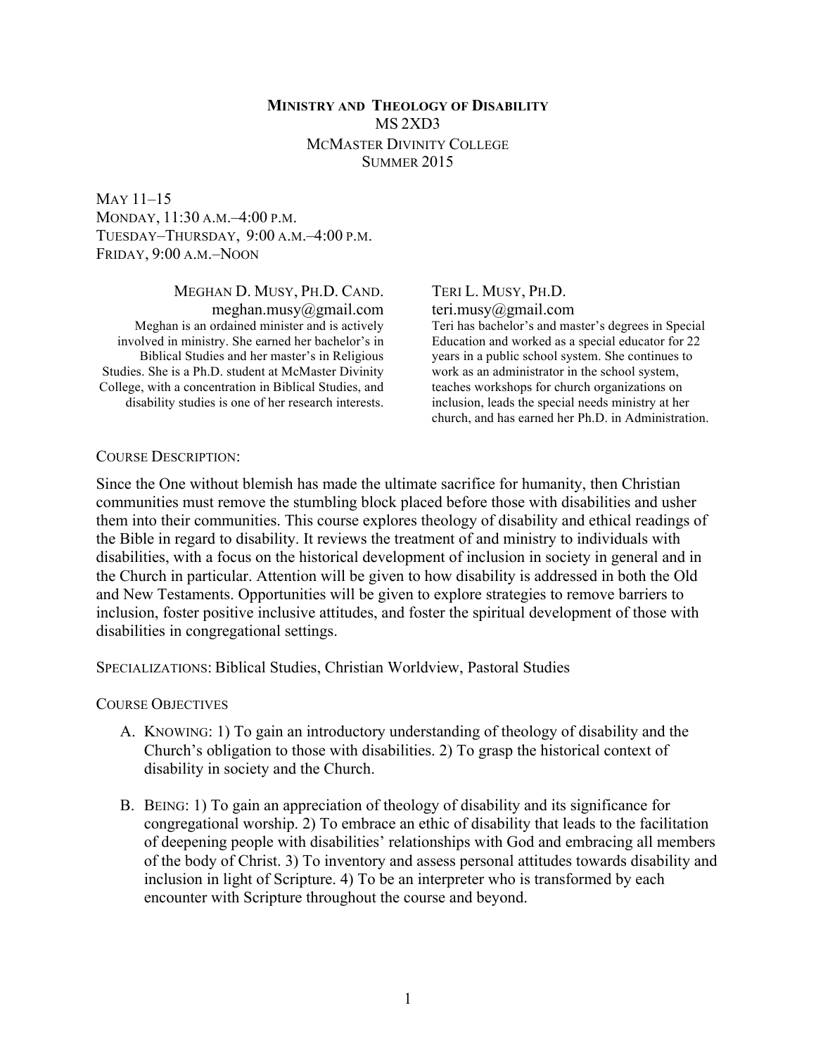# Ministry and Theology of Disability

**MS 2XD3**
**McMaster Divinity College**
**Summer 2015**

May 11–15
Monday, 11:30 a.m.–4:00 p.m.
Tuesday–Thursday, 9:00 a.m.–4:00 p.m.
Friday, 9:00 a.m.–Noon

Meghan D. Musy, Ph.D. Cand.
meghan.musy@gmail.com
Meghan is an ordained minister and is actively involved in ministry. She earned her bachelor's in Biblical Studies and her master's in Religious Studies. She is a Ph.D. student at McMaster Divinity College, with a concentration in Biblical Studies, and disability studies is one of her research interests.

Teri L. Musy, Ph.D.
teri.musy@gmail.com
Teri has bachelor's and master's degrees in Special Education and worked as a special educator for 22 years in a public school system. She continues to work as an administrator in the school system, teaches workshops for church organizations on inclusion, leads the special needs ministry at her church, and has earned her Ph.D. in Administration.

## Course Description:

Since the One without blemish has made the ultimate sacrifice for humanity, then Christian communities must remove the stumbling block placed before those with disabilities and usher them into their communities. This course explores theology of disability and ethical readings of the Bible in regard to disability. It reviews the treatment of and ministry to individuals with disabilities, with a focus on the historical development of inclusion in society in general and in the Church in particular. Attention will be given to how disability is addressed in both the Old and New Testaments. Opportunities will be given to explore strategies to remove barriers to inclusion, foster positive inclusive attitudes, and foster the spiritual development of those with disabilities in congregational settings.

Specializations: Biblical Studies, Christian Worldview, Pastoral Studies

## Course Objectives

A. Knowing: 1) To gain an introductory understanding of theology of disability and the Church's obligation to those with disabilities. 2) To grasp the historical context of disability in society and the Church.

B. Being: 1) To gain an appreciation of theology of disability and its significance for congregational worship. 2) To embrace an ethic of disability that leads to the facilitation of deepening people with disabilities' relationships with God and embracing all members of the body of Christ. 3) To inventory and assess personal attitudes towards disability and inclusion in light of Scripture. 4) To be an interpreter who is transformed by each encounter with Scripture throughout the course and beyond.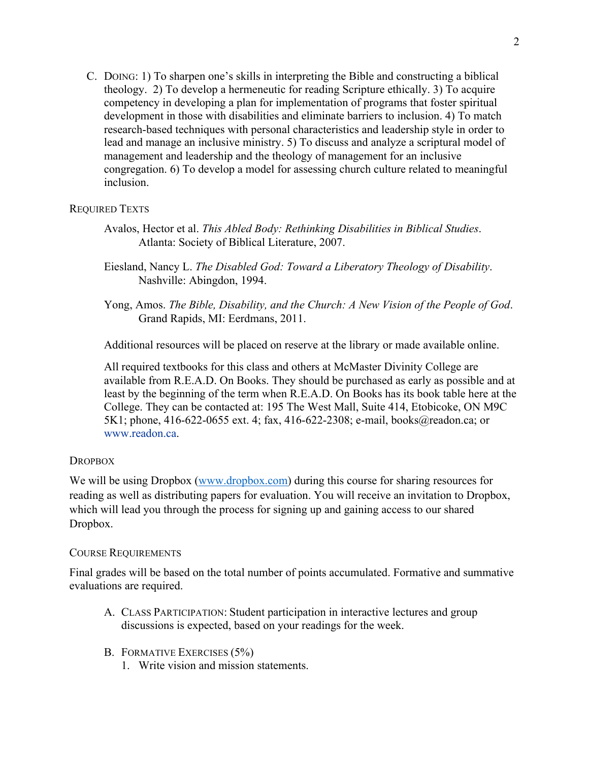C. DOING: 1) To sharpen one's skills in interpreting the Bible and constructing a biblical theology. 2) To develop a hermeneutic for reading Scripture ethically. 3) To acquire competency in developing a plan for implementation of programs that foster spiritual development in those with disabilities and eliminate barriers to inclusion. 4) To match research-based techniques with personal characteristics and leadership style in order to lead and manage an inclusive ministry. 5) To discuss and analyze a scriptural model of management and leadership and the theology of management for an inclusive congregation. 6) To develop a model for assessing church culture related to meaningful inclusion.

## REQUIRED TEXTS

Avalos, Hector et al. *This Abled Body: Rethinking Disabilities in Biblical Studies*. Atlanta: Society of Biblical Literature, 2007.

Eiesland, Nancy L. *The Disabled God: Toward a Liberatory Theology of Disability*. Nashville: Abingdon, 1994.

Yong, Amos. *The Bible, Disability, and the Church: A New Vision of the People of God*. Grand Rapids, MI: Eerdmans, 2011.

Additional resources will be placed on reserve at the library or made available online.

All required textbooks for this class and others at McMaster Divinity College are available from R.E.A.D. On Books. They should be purchased as early as possible and at least by the beginning of the term when R.E.A.D. On Books has its book table here at the College. They can be contacted at: 195 The West Mall, Suite 414, Etobicoke, ON M9C 5K1; phone, 416-622-0655 ext. 4; fax, 416-622-2308; e-mail, books@readon.ca; or www.readon.ca.

## DROPBOX

We will be using Dropbox (www.dropbox.com) during this course for sharing resources for reading as well as distributing papers for evaluation. You will receive an invitation to Dropbox, which will lead you through the process for signing up and gaining access to our shared Dropbox.

## COURSE REQUIREMENTS

Final grades will be based on the total number of points accumulated. Formative and summative evaluations are required.

A. CLASS PARTICIPATION: Student participation in interactive lectures and group discussions is expected, based on your readings for the week.

B. FORMATIVE EXERCISES (5%)
   1. Write vision and mission statements.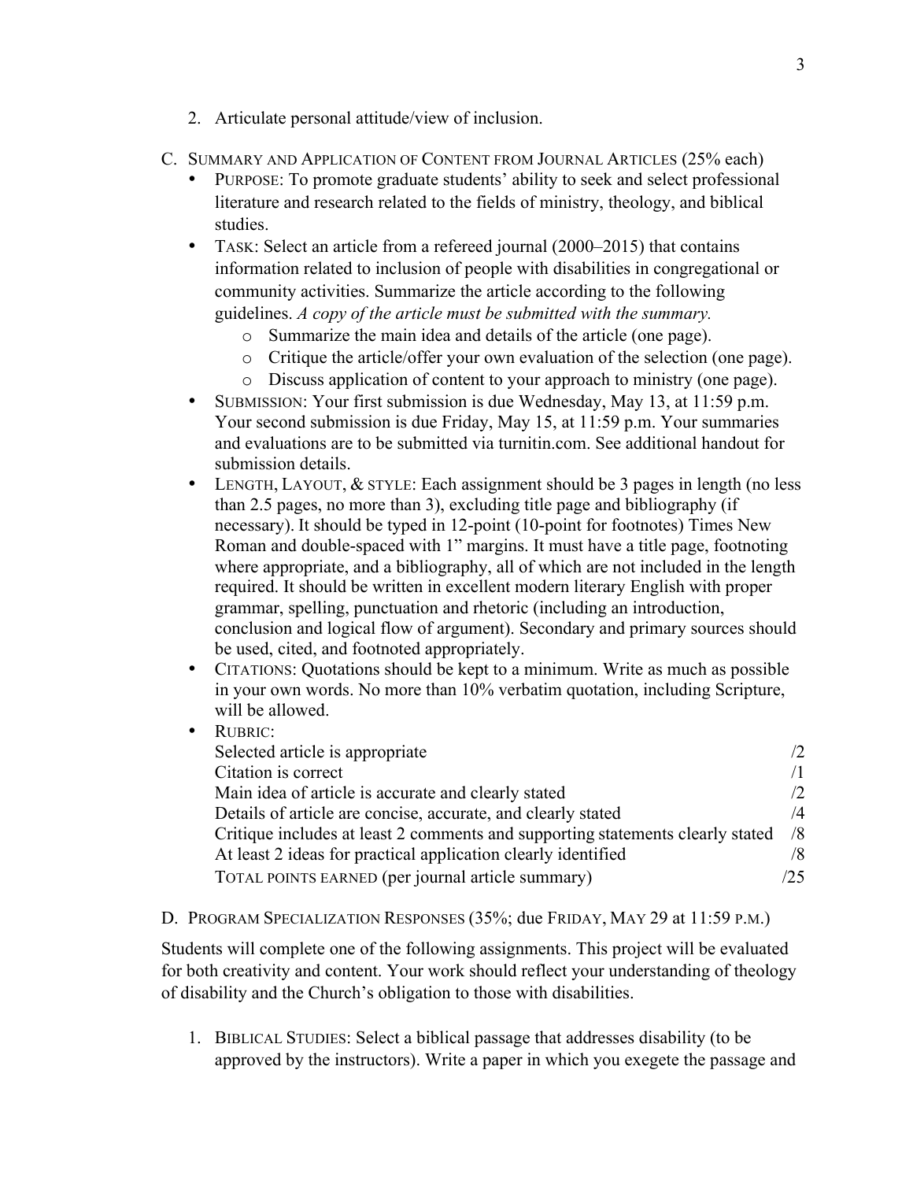2. Articulate personal attitude/view of inclusion.

C. SUMMARY AND APPLICATION OF CONTENT FROM JOURNAL ARTICLES (25% each)

- PURPOSE: To promote graduate students' ability to seek and select professional literature and research related to the fields of ministry, theology, and biblical studies.
- TASK: Select an article from a refereed journal (2000–2015) that contains information related to inclusion of people with disabilities in congregational or community activities. Summarize the article according to the following guidelines. *A copy of the article must be submitted with the summary.*
    - Summarize the main idea and details of the article (one page).
    - Critique the article/offer your own evaluation of the selection (one page).
    - Discuss application of content to your approach to ministry (one page).
- SUBMISSION: Your first submission is due Wednesday, May 13, at 11:59 p.m. Your second submission is due Friday, May 15, at 11:59 p.m. Your summaries and evaluations are to be submitted via turnitin.com. See additional handout for submission details.
- LENGTH, LAYOUT, & STYLE: Each assignment should be 3 pages in length (no less than 2.5 pages, no more than 3), excluding title page and bibliography (if necessary). It should be typed in 12-point (10-point for footnotes) Times New Roman and double-spaced with 1" margins. It must have a title page, footnoting where appropriate, and a bibliography, all of which are not included in the length required. It should be written in excellent modern literary English with proper grammar, spelling, punctuation and rhetoric (including an introduction, conclusion and logical flow of argument). Secondary and primary sources should be used, cited, and footnoted appropriately.
- CITATIONS: Quotations should be kept to a minimum. Write as much as possible in your own words. No more than 10% verbatim quotation, including Scripture, will be allowed.
- RUBRIC:

| | |
|---|---|
| Selected article is appropriate | /2 |
| Citation is correct | /1 |
| Main idea of article is accurate and clearly stated | /2 |
| Details of article are concise, accurate, and clearly stated | /4 |
| Critique includes at least 2 comments and supporting statements clearly stated | /8 |
| At least 2 ideas for practical application clearly identified | /8 |
| TOTAL POINTS EARNED (per journal article summary) | /25 |

D. PROGRAM SPECIALIZATION RESPONSES (35%; due FRIDAY, MAY 29 at 11:59 P.M.)

Students will complete one of the following assignments. This project will be evaluated for both creativity and content. Your work should reflect your understanding of theology of disability and the Church's obligation to those with disabilities.

1. BIBLICAL STUDIES: Select a biblical passage that addresses disability (to be approved by the instructors). Write a paper in which you exegete the passage and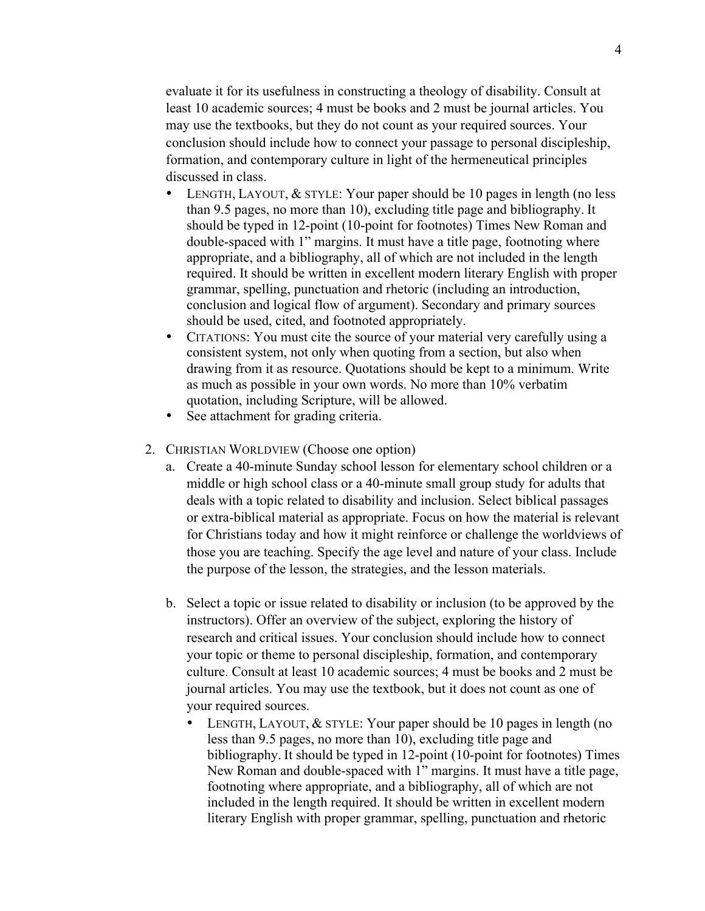evaluate it for its usefulness in constructing a theology of disability. Consult at least 10 academic sources; 4 must be books and 2 must be journal articles. You may use the textbooks, but they do not count as your required sources. Your conclusion should include how to connect your passage to personal discipleship, formation, and contemporary culture in light of the hermeneutical principles discussed in class.

- LENGTH, LAYOUT, & STYLE: Your paper should be 10 pages in length (no less than 9.5 pages, no more than 10), excluding title page and bibliography. It should be typed in 12-point (10-point for footnotes) Times New Roman and double-spaced with 1" margins. It must have a title page, footnoting where appropriate, and a bibliography, all of which are not included in the length required. It should be written in excellent modern literary English with proper grammar, spelling, punctuation and rhetoric (including an introduction, conclusion and logical flow of argument). Secondary and primary sources should be used, cited, and footnoted appropriately.
- CITATIONS: You must cite the source of your material very carefully using a consistent system, not only when quoting from a section, but also when drawing from it as resource. Quotations should be kept to a minimum. Write as much as possible in your own words. No more than 10% verbatim quotation, including Scripture, will be allowed.
- See attachment for grading criteria.

2. CHRISTIAN WORLDVIEW (Choose one option)
   a. Create a 40-minute Sunday school lesson for elementary school children or a middle or high school class or a 40-minute small group study for adults that deals with a topic related to disability and inclusion. Select biblical passages or extra-biblical material as appropriate. Focus on how the material is relevant for Christians today and how it might reinforce or challenge the worldviews of those you are teaching. Specify the age level and nature of your class. Include the purpose of the lesson, the strategies, and the lesson materials.

   b. Select a topic or issue related to disability or inclusion (to be approved by the instructors). Offer an overview of the subject, exploring the history of research and critical issues. Your conclusion should include how to connect your topic or theme to personal discipleship, formation, and contemporary culture. Consult at least 10 academic sources; 4 must be books and 2 must be journal articles. You may use the textbook, but it does not count as one of your required sources.
      - LENGTH, LAYOUT, & STYLE: Your paper should be 10 pages in length (no less than 9.5 pages, no more than 10), excluding title page and bibliography. It should be typed in 12-point (10-point for footnotes) Times New Roman and double-spaced with 1" margins. It must have a title page, footnoting where appropriate, and a bibliography, all of which are not included in the length required. It should be written in excellent modern literary English with proper grammar, spelling, punctuation and rhetoric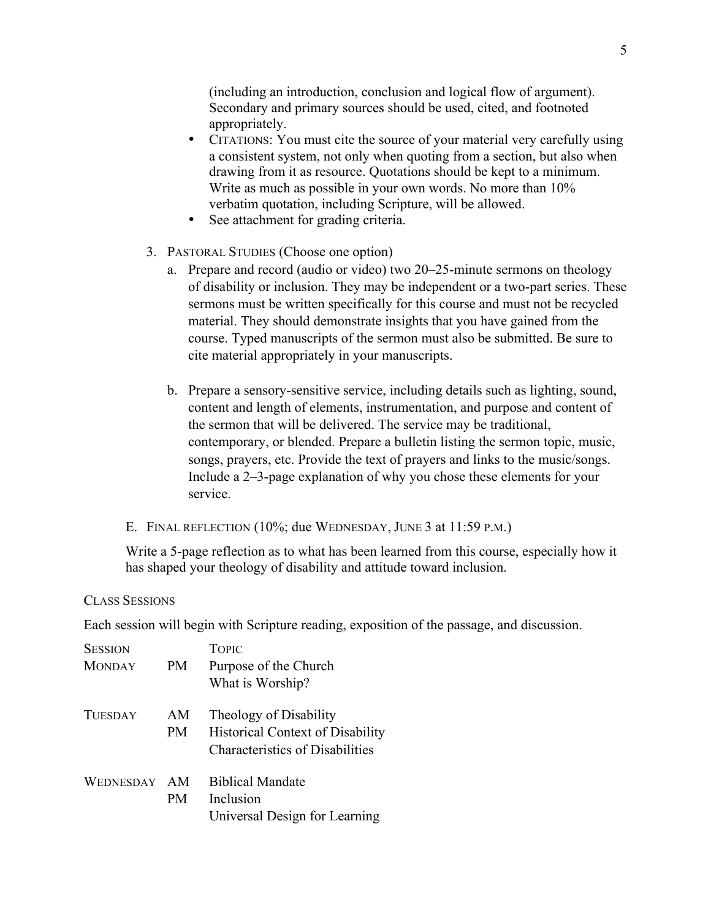(including an introduction, conclusion and logical flow of argument). Secondary and primary sources should be used, cited, and footnoted appropriately.

- CITATIONS: You must cite the source of your material very carefully using a consistent system, not only when quoting from a section, but also when drawing from it as resource. Quotations should be kept to a minimum. Write as much as possible in your own words. No more than 10% verbatim quotation, including Scripture, will be allowed.
- See attachment for grading criteria.

3. PASTORAL STUDIES (Choose one option)
   a. Prepare and record (audio or video) two 20–25-minute sermons on theology of disability or inclusion. They may be independent or a two-part series. These sermons must be written specifically for this course and must not be recycled material. They should demonstrate insights that you have gained from the course. Typed manuscripts of the sermon must also be submitted. Be sure to cite material appropriately in your manuscripts.

   b. Prepare a sensory-sensitive service, including details such as lighting, sound, content and length of elements, instrumentation, and purpose and content of the sermon that will be delivered. The service may be traditional, contemporary, or blended. Prepare a bulletin listing the sermon topic, music, songs, prayers, etc. Provide the text of prayers and links to the music/songs. Include a 2–3-page explanation of why you chose these elements for your service.

E. FINAL REFLECTION (10%; due WEDNESDAY, JUNE 3 at 11:59 P.M.)

Write a 5-page reflection as to what has been learned from this course, especially how it has shaped your theology of disability and attitude toward inclusion.

## CLASS SESSIONS

Each session will begin with Scripture reading, exposition of the passage, and discussion.

| SESSION | | TOPIC |
|---|---|---|
| MONDAY | PM | Purpose of the Church |
| | | What is Worship? |
| TUESDAY | AM | Theology of Disability |
| | PM | Historical Context of Disability |
| | | Characteristics of Disabilities |
| WEDNESDAY | AM | Biblical Mandate |
| | PM | Inclusion |
| | | Universal Design for Learning |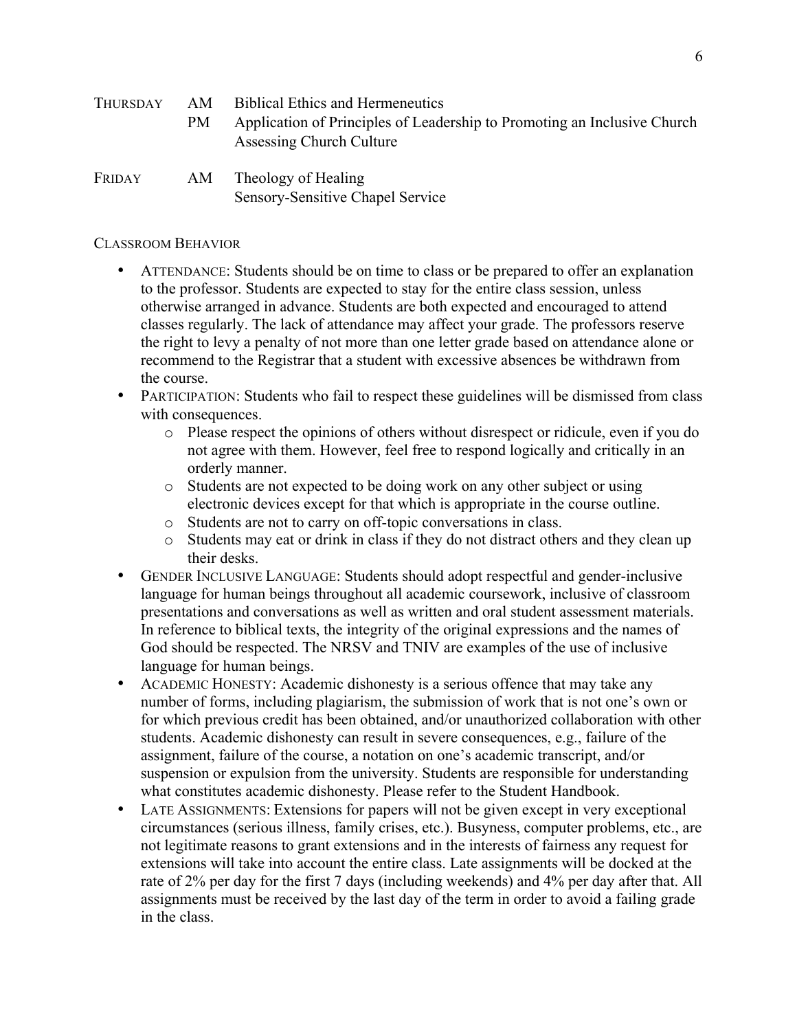| | | |
|---|---|---|
| THURSDAY | AM | Biblical Ethics and Hermeneutics |
| | PM | Application of Principles of Leadership to Promoting an Inclusive Church<br>Assessing Church Culture |
| FRIDAY | AM | Theology of Healing<br>Sensory-Sensitive Chapel Service |

## CLASSROOM BEHAVIOR

- ATTENDANCE: Students should be on time to class or be prepared to offer an explanation to the professor. Students are expected to stay for the entire class session, unless otherwise arranged in advance. Students are both expected and encouraged to attend classes regularly. The lack of attendance may affect your grade. The professors reserve the right to levy a penalty of not more than one letter grade based on attendance alone or recommend to the Registrar that a student with excessive absences be withdrawn from the course.
- PARTICIPATION: Students who fail to respect these guidelines will be dismissed from class with consequences.
    - Please respect the opinions of others without disrespect or ridicule, even if you do not agree with them. However, feel free to respond logically and critically in an orderly manner.
    - Students are not expected to be doing work on any other subject or using electronic devices except for that which is appropriate in the course outline.
    - Students are not to carry on off-topic conversations in class.
    - Students may eat or drink in class if they do not distract others and they clean up their desks.
- GENDER INCLUSIVE LANGUAGE: Students should adopt respectful and gender-inclusive language for human beings throughout all academic coursework, inclusive of classroom presentations and conversations as well as written and oral student assessment materials. In reference to biblical texts, the integrity of the original expressions and the names of God should be respected. The NRSV and TNIV are examples of the use of inclusive language for human beings.
- ACADEMIC HONESTY: Academic dishonesty is a serious offence that may take any number of forms, including plagiarism, the submission of work that is not one's own or for which previous credit has been obtained, and/or unauthorized collaboration with other students. Academic dishonesty can result in severe consequences, e.g., failure of the assignment, failure of the course, a notation on one's academic transcript, and/or suspension or expulsion from the university. Students are responsible for understanding what constitutes academic dishonesty. Please refer to the Student Handbook.
- LATE ASSIGNMENTS: Extensions for papers will not be given except in very exceptional circumstances (serious illness, family crises, etc.). Busyness, computer problems, etc., are not legitimate reasons to grant extensions and in the interests of fairness any request for extensions will take into account the entire class. Late assignments will be docked at the rate of 2% per day for the first 7 days (including weekends) and 4% per day after that. All assignments must be received by the last day of the term in order to avoid a failing grade in the class.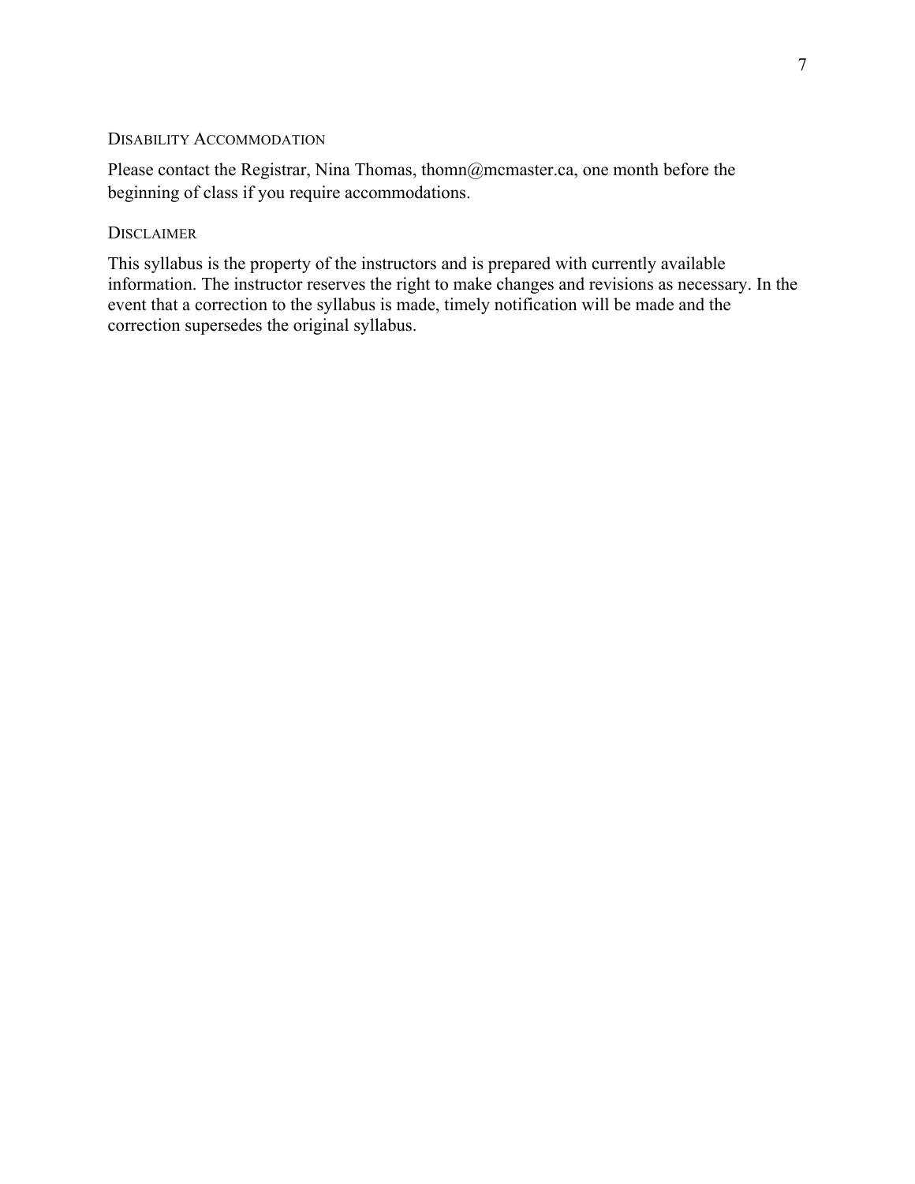## Disability Accommodation

Please contact the Registrar, Nina Thomas, thomn@mcmaster.ca, one month before the beginning of class if you require accommodations.

## Disclaimer

This syllabus is the property of the instructors and is prepared with currently available information. The instructor reserves the right to make changes and revisions as necessary. In the event that a correction to the syllabus is made, timely notification will be made and the correction supersedes the original syllabus.